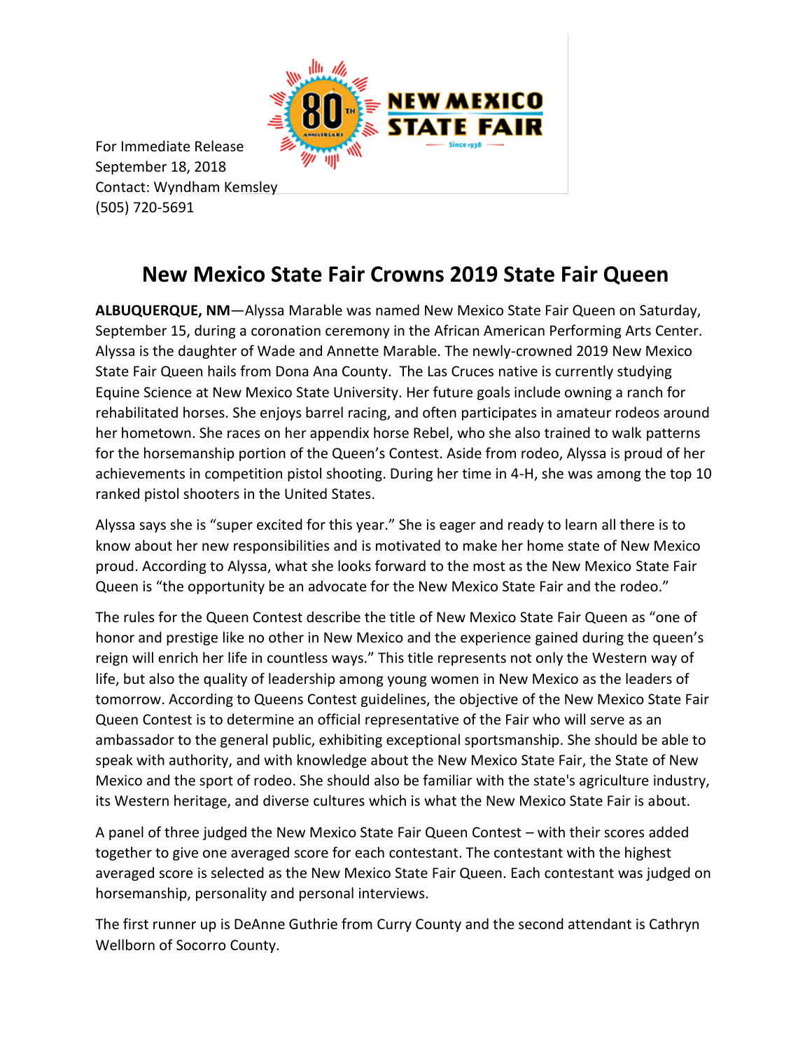For Immediate Release
September 18, 2018
Contact: Wyndham Kemsley
(505) 720-5691

# New Mexico State Fair Crowns 2019 State Fair Queen

**ALBUQUERQUE, NM**—Alyssa Marable was named New Mexico State Fair Queen on Saturday, September 15, during a coronation ceremony in the African American Performing Arts Center. Alyssa is the daughter of Wade and Annette Marable. The newly-crowned 2019 New Mexico State Fair Queen hails from Dona Ana County. The Las Cruces native is currently studying Equine Science at New Mexico State University. Her future goals include owning a ranch for rehabilitated horses. She enjoys barrel racing, and often participates in amateur rodeos around her hometown. She races on her appendix horse Rebel, who she also trained to walk patterns for the horsemanship portion of the Queen's Contest. Aside from rodeo, Alyssa is proud of her achievements in competition pistol shooting. During her time in 4-H, she was among the top 10 ranked pistol shooters in the United States.

Alyssa says she is "super excited for this year." She is eager and ready to learn all there is to know about her new responsibilities and is motivated to make her home state of New Mexico proud. According to Alyssa, what she looks forward to the most as the New Mexico State Fair Queen is "the opportunity be an advocate for the New Mexico State Fair and the rodeo."

The rules for the Queen Contest describe the title of New Mexico State Fair Queen as "one of honor and prestige like no other in New Mexico and the experience gained during the queen's reign will enrich her life in countless ways." This title represents not only the Western way of life, but also the quality of leadership among young women in New Mexico as the leaders of tomorrow. According to Queens Contest guidelines, the objective of the New Mexico State Fair Queen Contest is to determine an official representative of the Fair who will serve as an ambassador to the general public, exhibiting exceptional sportsmanship. She should be able to speak with authority, and with knowledge about the New Mexico State Fair, the State of New Mexico and the sport of rodeo. She should also be familiar with the state's agriculture industry, its Western heritage, and diverse cultures which is what the New Mexico State Fair is about.

A panel of three judged the New Mexico State Fair Queen Contest – with their scores added together to give one averaged score for each contestant. The contestant with the highest averaged score is selected as the New Mexico State Fair Queen. Each contestant was judged on horsemanship, personality and personal interviews.

The first runner up is DeAnne Guthrie from Curry County and the second attendant is Cathryn Wellborn of Socorro County.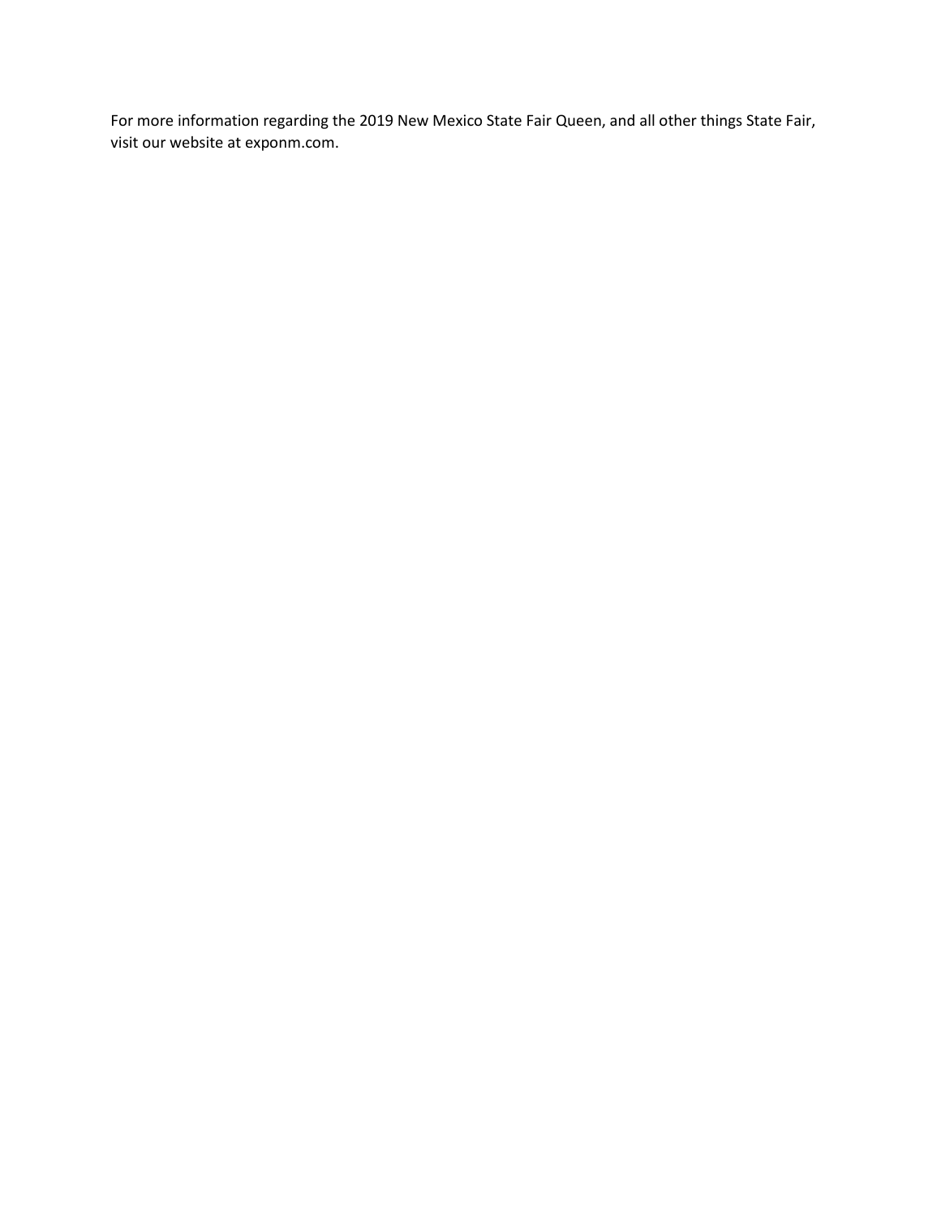For more information regarding the 2019 New Mexico State Fair Queen, and all other things State Fair, visit our website at exponm.com.